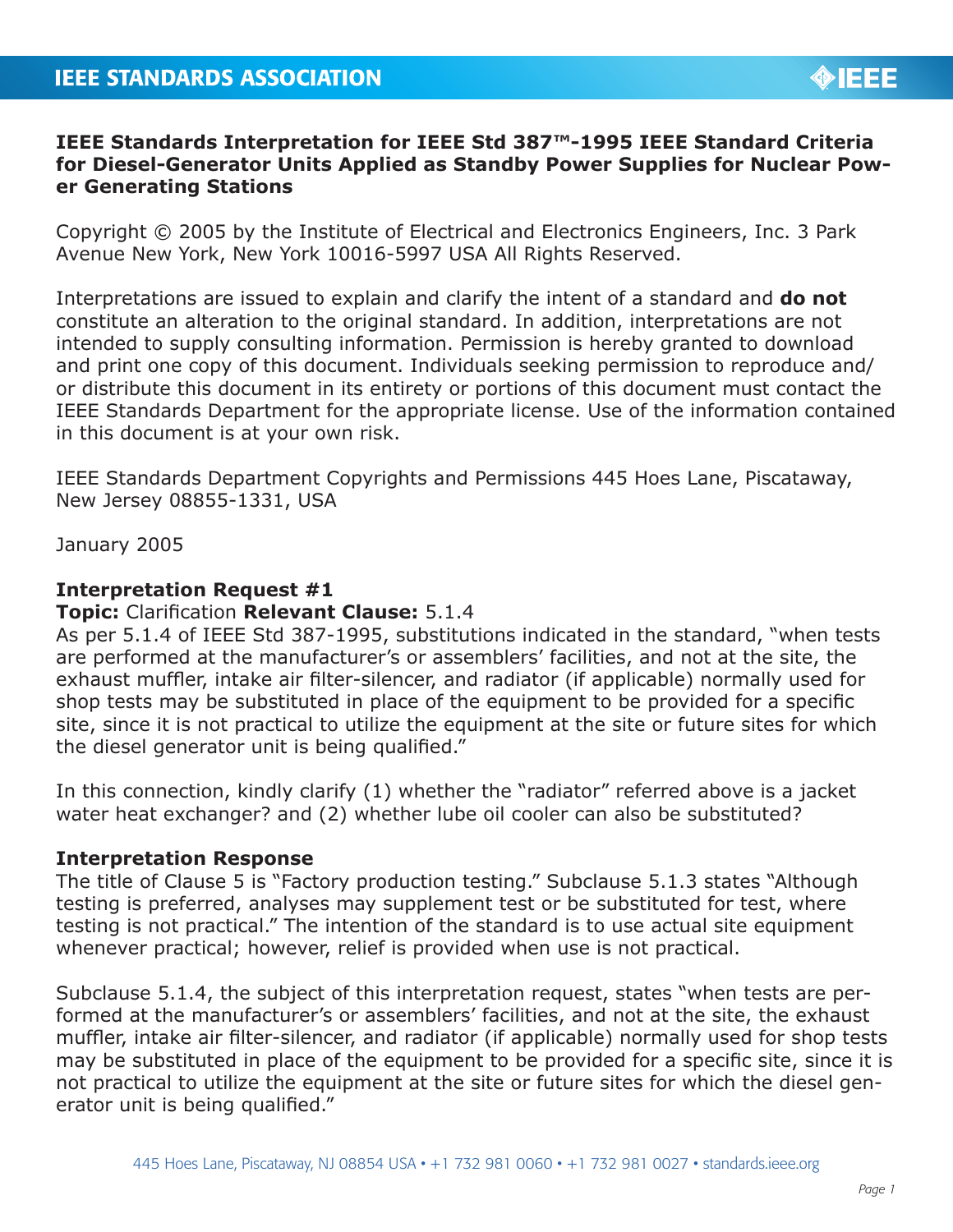**IEEE STANDARDS ASSOCIATION**

# IEEE Standards Interpretation for IEEE Std 387™-1995 IEEE Standard Criteria for Diesel-Generator Units Applied as Standby Power Supplies for Nuclear Power Generating Stations

Copyright © 2005 by the Institute of Electrical and Electronics Engineers, Inc. 3 Park Avenue New York, New York 10016-5997 USA All Rights Reserved.

Interpretations are issued to explain and clarify the intent of a standard and **do not** constitute an alteration to the original standard. In addition, interpretations are not intended to supply consulting information. Permission is hereby granted to download and print one copy of this document. Individuals seeking permission to reproduce and/or distribute this document in its entirety or portions of this document must contact the IEEE Standards Department for the appropriate license. Use of the information contained in this document is at your own risk.

IEEE Standards Department Copyrights and Permissions 445 Hoes Lane, Piscataway, New Jersey 08855-1331, USA

January 2005

**Interpretation Request #1**
**Topic:** Clarification **Relevant Clause:** 5.1.4
As per 5.1.4 of IEEE Std 387-1995, substitutions indicated in the standard, "when tests are performed at the manufacturer's or assemblers' facilities, and not at the site, the exhaust muffler, intake air filter-silencer, and radiator (if applicable) normally used for shop tests may be substituted in place of the equipment to be provided for a specific site, since it is not practical to utilize the equipment at the site or future sites for which the diesel generator unit is being qualified."

In this connection, kindly clarify (1) whether the "radiator" referred above is a jacket water heat exchanger? and (2) whether lube oil cooler can also be substituted?

**Interpretation Response**
The title of Clause 5 is "Factory production testing." Subclause 5.1.3 states "Although testing is preferred, analyses may supplement test or be substituted for test, where testing is not practical." The intention of the standard is to use actual site equipment whenever practical; however, relief is provided when use is not practical.

Subclause 5.1.4, the subject of this interpretation request, states "when tests are performed at the manufacturer's or assemblers' facilities, and not at the site, the exhaust muffler, intake air filter-silencer, and radiator (if applicable) normally used for shop tests may be substituted in place of the equipment to be provided for a specific site, since it is not practical to utilize the equipment at the site or future sites for which the diesel generator unit is being qualified."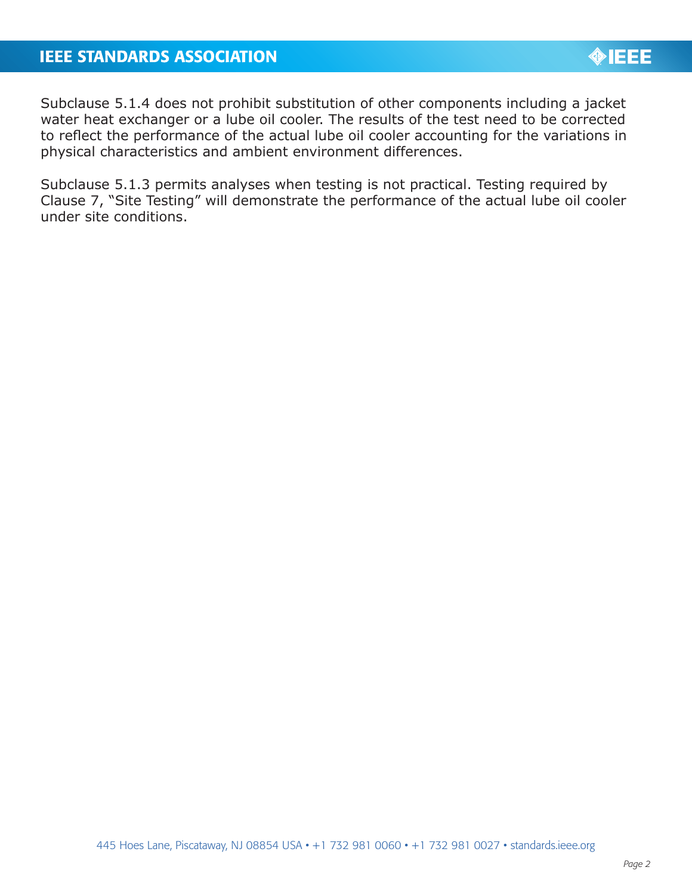Subclause 5.1.4 does not prohibit substitution of other components including a jacket water heat exchanger or a lube oil cooler. The results of the test need to be corrected to reflect the performance of the actual lube oil cooler accounting for the variations in physical characteristics and ambient environment differences.

Subclause 5.1.3 permits analyses when testing is not practical. Testing required by Clause 7, "Site Testing" will demonstrate the performance of the actual lube oil cooler under site conditions.